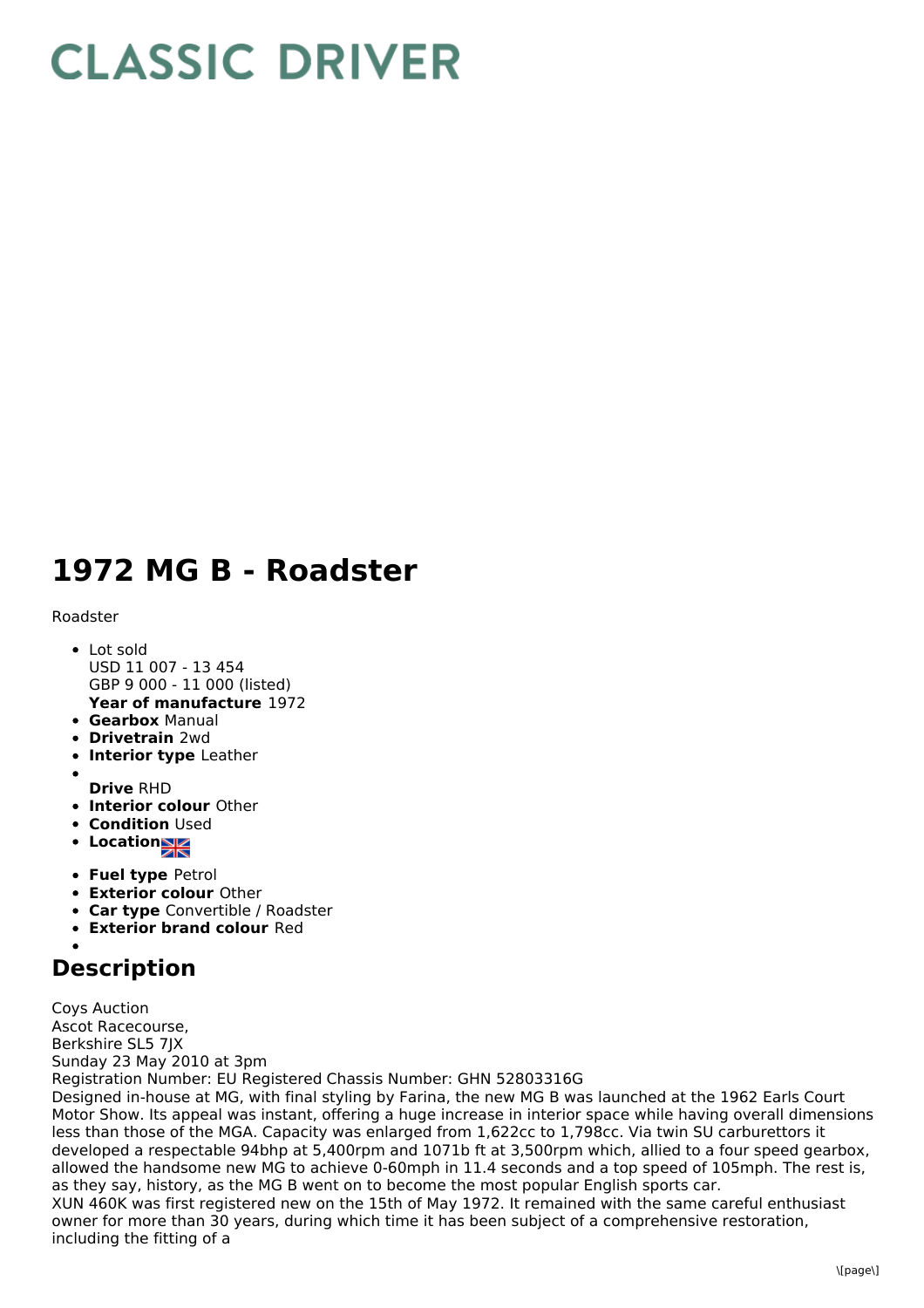# CLASSIC DRIVER

# 1972 MG B - Roadster

Roadster

- Lot sold
  USD 11 007 - 13 454
  GBP 9 000 - 11 000 (listed)
  **Year of manufacture** 1972
- **Gearbox** Manual
- **Drivetrain** 2wd
- **Interior type** Leather
- 
  **Drive** RHD
- **Interior colour** Other
- **Condition** Used
- **Location**
- **Fuel type** Petrol
- **Exterior colour** Other
- **Car type** Convertible / Roadster
- **Exterior brand colour** Red
- 

## Description

Coys Auction
Ascot Racecourse,
Berkshire SL5 7JX
Sunday 23 May 2010 at 3pm
Registration Number: EU Registered Chassis Number: GHN 52803316G
Designed in-house at MG, with final styling by Farina, the new MG B was launched at the 1962 Earls Court Motor Show. Its appeal was instant, offering a huge increase in interior space while having overall dimensions less than those of the MGA. Capacity was enlarged from 1,622cc to 1,798cc. Via twin SU carburettors it developed a respectable 94bhp at 5,400rpm and 1071b ft at 3,500rpm which, allied to a four speed gearbox, allowed the handsome new MG to achieve 0-60mph in 11.4 seconds and a top speed of 105mph. The rest is, as they say, history, as the MG B went on to become the most popular English sports car.
XUN 460K was first registered new on the 15th of May 1972. It remained with the same careful enthusiast owner for more than 30 years, during which time it has been subject of a comprehensive restoration, including the fitting of a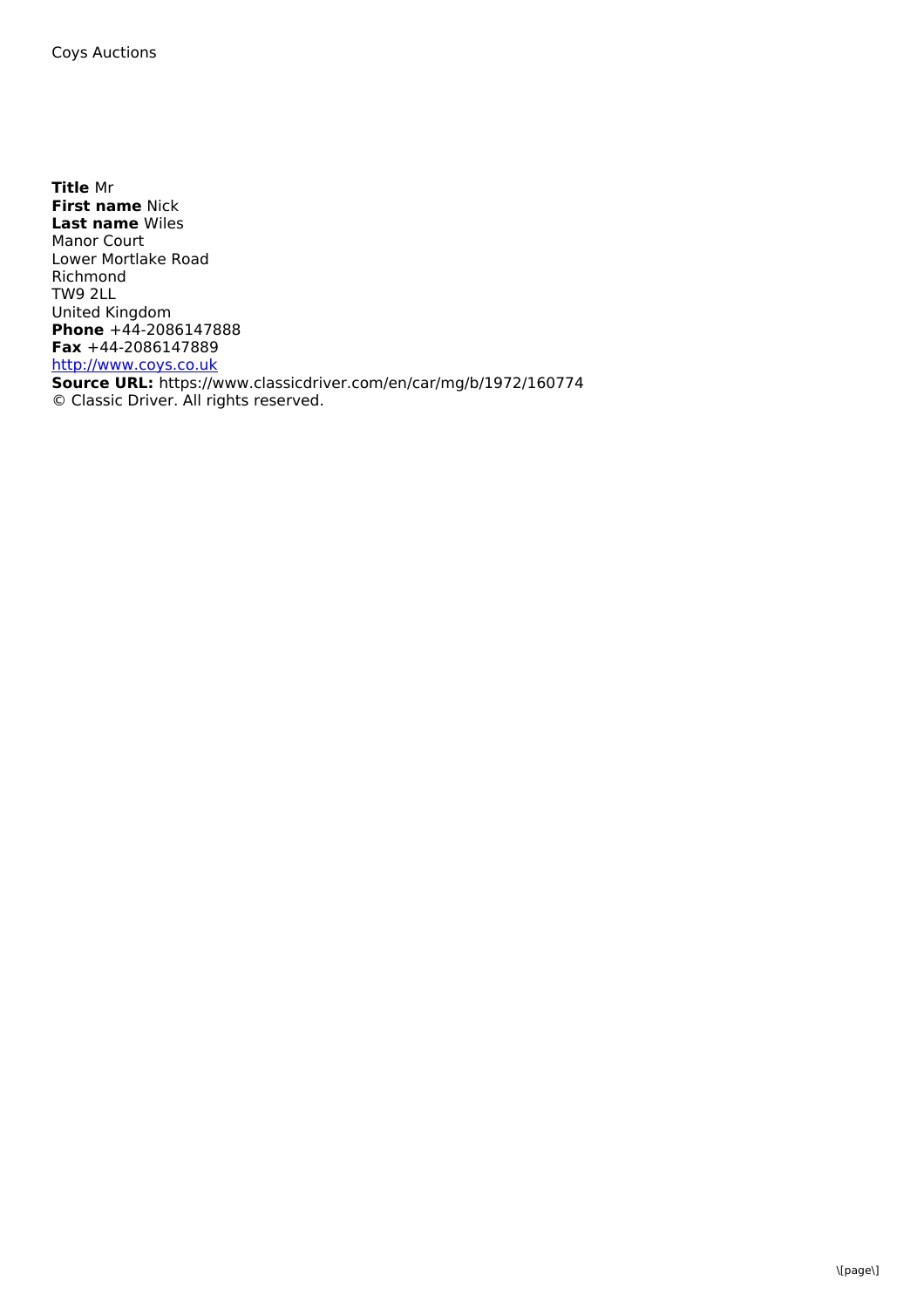Coys Auctions

**Title** Mr
**First name** Nick
**Last name** Wiles
Manor Court
Lower Mortlake Road
Richmond
TW9 2LL
United Kingdom
**Phone** +44-2086147888
**Fax** +44-2086147889
[http://www.coys.co.uk](http://www.coys.co.uk)
**Source URL:** https://www.classicdriver.com/en/car/mg/b/1972/160774
© Classic Driver. All rights reserved.